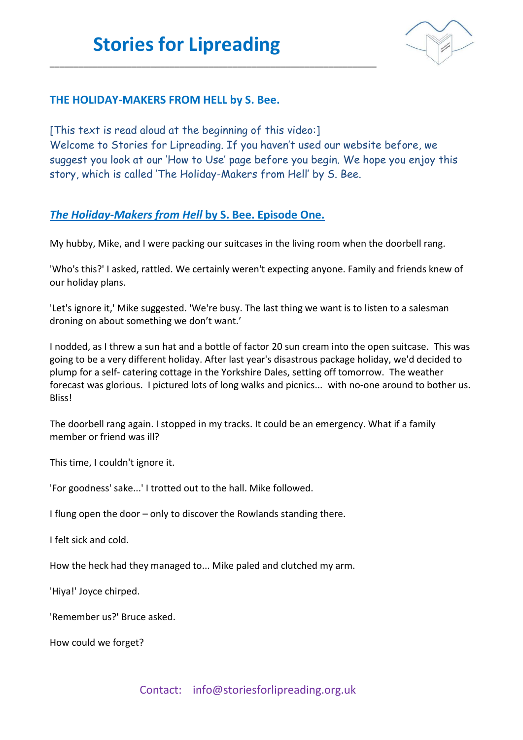# Stories for Lipreading

## THE HOLIDAY-MAKERS FROM HELL by S. Bee.

[This text is read aloud at the beginning of this video:]
Welcome to Stories for Lipreading. If you haven't used our website before, we suggest you look at our 'How to Use' page before you begin. We hope you enjoy this story, which is called 'The Holiday-Makers from Hell' by S. Bee.

## *The Holiday-Makers from Hell* by S. Bee. Episode One.

My hubby, Mike, and I were packing our suitcases in the living room when the doorbell rang.

'Who's this?' I asked, rattled. We certainly weren't expecting anyone. Family and friends knew of our holiday plans.

'Let's ignore it,' Mike suggested. 'We're busy. The last thing we want is to listen to a salesman droning on about something we don't want.'

I nodded, as I threw a sun hat and a bottle of factor 20 sun cream into the open suitcase. This was going to be a very different holiday. After last year's disastrous package holiday, we'd decided to plump for a self- catering cottage in the Yorkshire Dales, setting off tomorrow. The weather forecast was glorious. I pictured lots of long walks and picnics... with no-one around to bother us. Bliss!

The doorbell rang again. I stopped in my tracks. It could be an emergency. What if a family member or friend was ill?

This time, I couldn't ignore it.

'For goodness' sake...' I trotted out to the hall. Mike followed.

I flung open the door – only to discover the Rowlands standing there.

I felt sick and cold.

How the heck had they managed to... Mike paled and clutched my arm.

'Hiya!' Joyce chirped.

'Remember us?' Bruce asked.

How could we forget?

Contact: info@storiesforlipreading.org.uk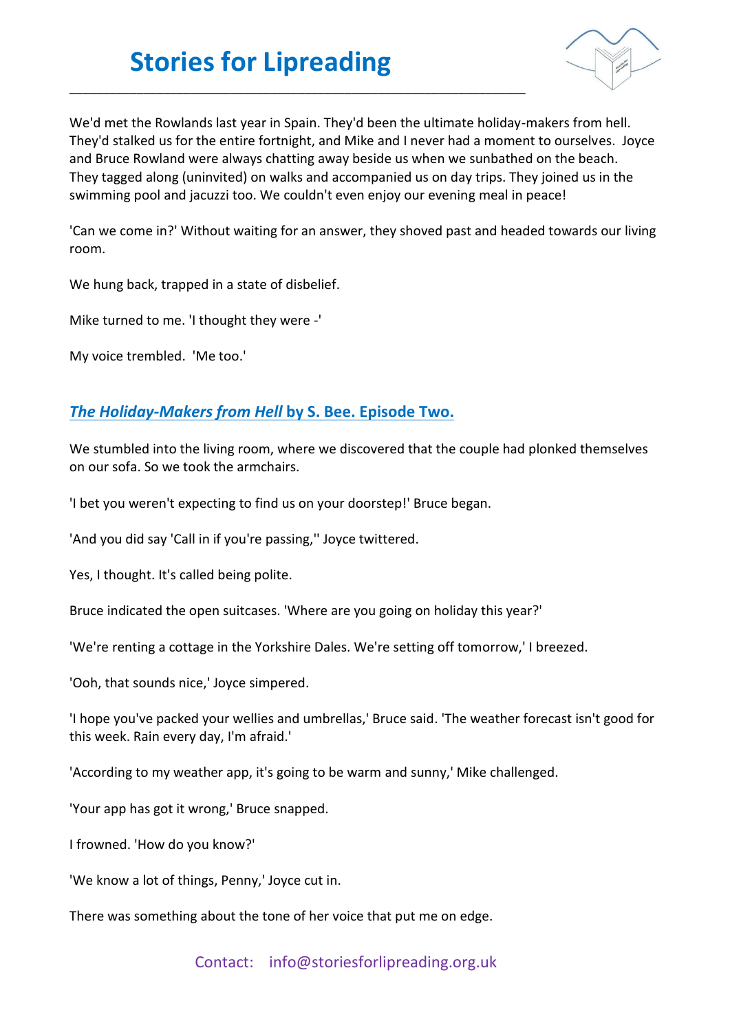We'd met the Rowlands last year in Spain. They'd been the ultimate holiday-makers from hell. They'd stalked us for the entire fortnight, and Mike and I never had a moment to ourselves. Joyce and Bruce Rowland were always chatting away beside us when we sunbathed on the beach. They tagged along (uninvited) on walks and accompanied us on day trips. They joined us in the swimming pool and jacuzzi too. We couldn't even enjoy our evening meal in peace!

'Can we come in?' Without waiting for an answer, they shoved past and headed towards our living room.

We hung back, trapped in a state of disbelief.

Mike turned to me. 'I thought they were -'

My voice trembled. 'Me too.'

## *The Holiday-Makers from Hell* by S. Bee. Episode Two.

We stumbled into the living room, where we discovered that the couple had plonked themselves on our sofa. So we took the armchairs.

'I bet you weren't expecting to find us on your doorstep!' Bruce began.

'And you did say 'Call in if you're passing,'' Joyce twittered.

Yes, I thought. It's called being polite.

Bruce indicated the open suitcases. 'Where are you going on holiday this year?'

'We're renting a cottage in the Yorkshire Dales. We're setting off tomorrow,' I breezed.

'Ooh, that sounds nice,' Joyce simpered.

'I hope you've packed your wellies and umbrellas,' Bruce said. 'The weather forecast isn't good for this week. Rain every day, I'm afraid.'

'According to my weather app, it's going to be warm and sunny,' Mike challenged.

'Your app has got it wrong,' Bruce snapped.

I frowned. 'How do you know?'

'We know a lot of things, Penny,' Joyce cut in.

There was something about the tone of her voice that put me on edge.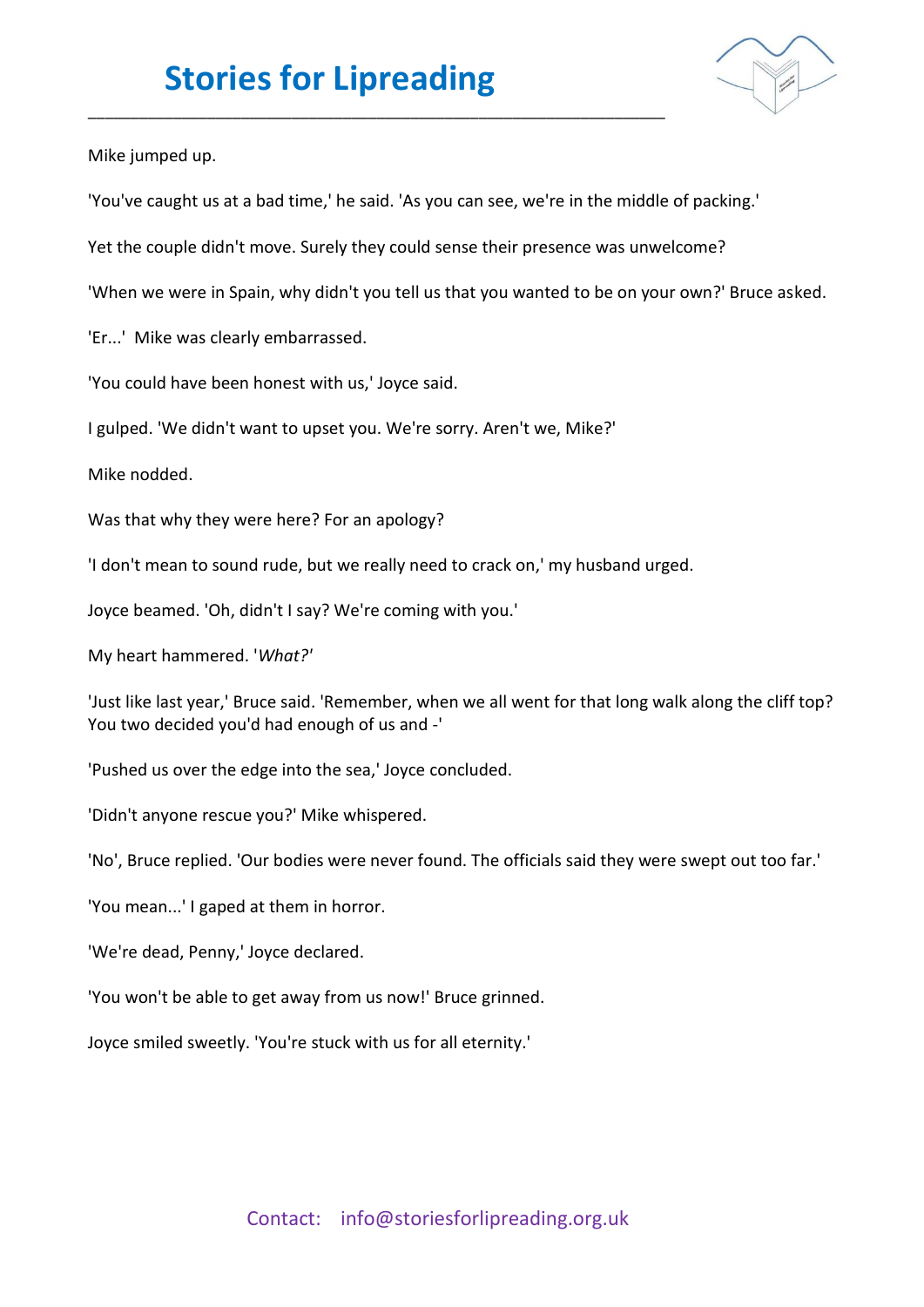Mike jumped up.

'You've caught us at a bad time,' he said. 'As you can see, we're in the middle of packing.'

Yet the couple didn't move. Surely they could sense their presence was unwelcome?

'When we were in Spain, why didn't you tell us that you wanted to be on your own?' Bruce asked.

'Er...' Mike was clearly embarrassed.

'You could have been honest with us,' Joyce said.

I gulped. 'We didn't want to upset you. We're sorry. Aren't we, Mike?'

Mike nodded.

Was that why they were here? For an apology?

'I don't mean to sound rude, but we really need to crack on,' my husband urged.

Joyce beamed. 'Oh, didn't I say? We're coming with you.'

My heart hammered. '*What?*'

'Just like last year,' Bruce said. 'Remember, when we all went for that long walk along the cliff top? You two decided you'd had enough of us and -'

'Pushed us over the edge into the sea,' Joyce concluded.

'Didn't anyone rescue you?' Mike whispered.

'No', Bruce replied. 'Our bodies were never found. The officials said they were swept out too far.'

'You mean...' I gaped at them in horror.

'We're dead, Penny,' Joyce declared.

'You won't be able to get away from us now!' Bruce grinned.

Joyce smiled sweetly. 'You're stuck with us for all eternity.'